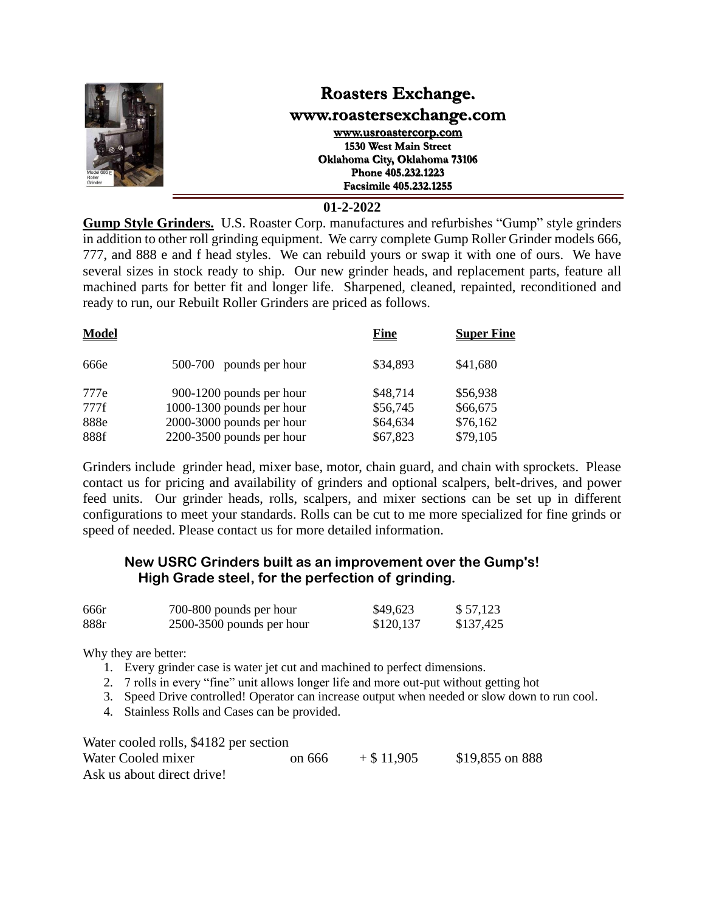# Roasters Exchange.

## www.roastersexchange.com

**www.usroastercorp.com**
**1530 West Main Street**
**Oklahoma City, Oklahoma 73106**
**Phone 405.232.1223**
**Facsimile 405.232.1255**

**01-2-2022**

**Gump Style Grinders.** U.S. Roaster Corp. manufactures and refurbishes "Gump" style grinders in addition to other roll grinding equipment. We carry complete Gump Roller Grinder models 666, 777, and 888 e and f head styles. We can rebuild yours or swap it with one of ours. We have several sizes in stock ready to ship. Our new grinder heads, and replacement parts, feature all machined parts for better fit and longer life. Sharpened, cleaned, repainted, reconditioned and ready to run, our Rebuilt Roller Grinders are priced as follows.

| Model | | Fine | Super Fine |
|---|---|---|---|
| 666e | 500-700 pounds per hour | $34,893 | $41,680 |
| 777e | 900-1200 pounds per hour | $48,714 | $56,938 |
| 777f | 1000-1300 pounds per hour | $56,745 | $66,675 |
| 888e | 2000-3000 pounds per hour | $64,634 | $76,162 |
| 888f | 2200-3500 pounds per hour | $67,823 | $79,105 |

Grinders include grinder head, mixer base, motor, chain guard, and chain with sprockets. Please contact us for pricing and availability of grinders and optional scalpers, belt-drives, and power feed units. Our grinder heads, rolls, scalpers, and mixer sections can be set up in different configurations to meet your standards. Rolls can be cut to me more specialized for fine grinds or speed of needed. Please contact us for more detailed information.

**New USRC Grinders built as an improvement over the Gump's!**
**High Grade steel, for the perfection of grinding.**

| | | | |
|---|---|---|---|
| 666r | 700-800 pounds per hour | $49,623 | $ 57,123 |
| 888r | 2500-3500 pounds per hour | $120,137 | $137,425 |

Why they are better:

1. Every grinder case is water jet cut and machined to perfect dimensions.
2. 7 rolls in every "fine" unit allows longer life and more out-put without getting hot
3. Speed Drive controlled! Operator can increase output when needed or slow down to run cool.
4. Stainless Rolls and Cases can be provided.

Water cooled rolls, $4182 per section

Water Cooled mixer on 666 + $ 11,905 $19,855 on 888

Ask us about direct drive!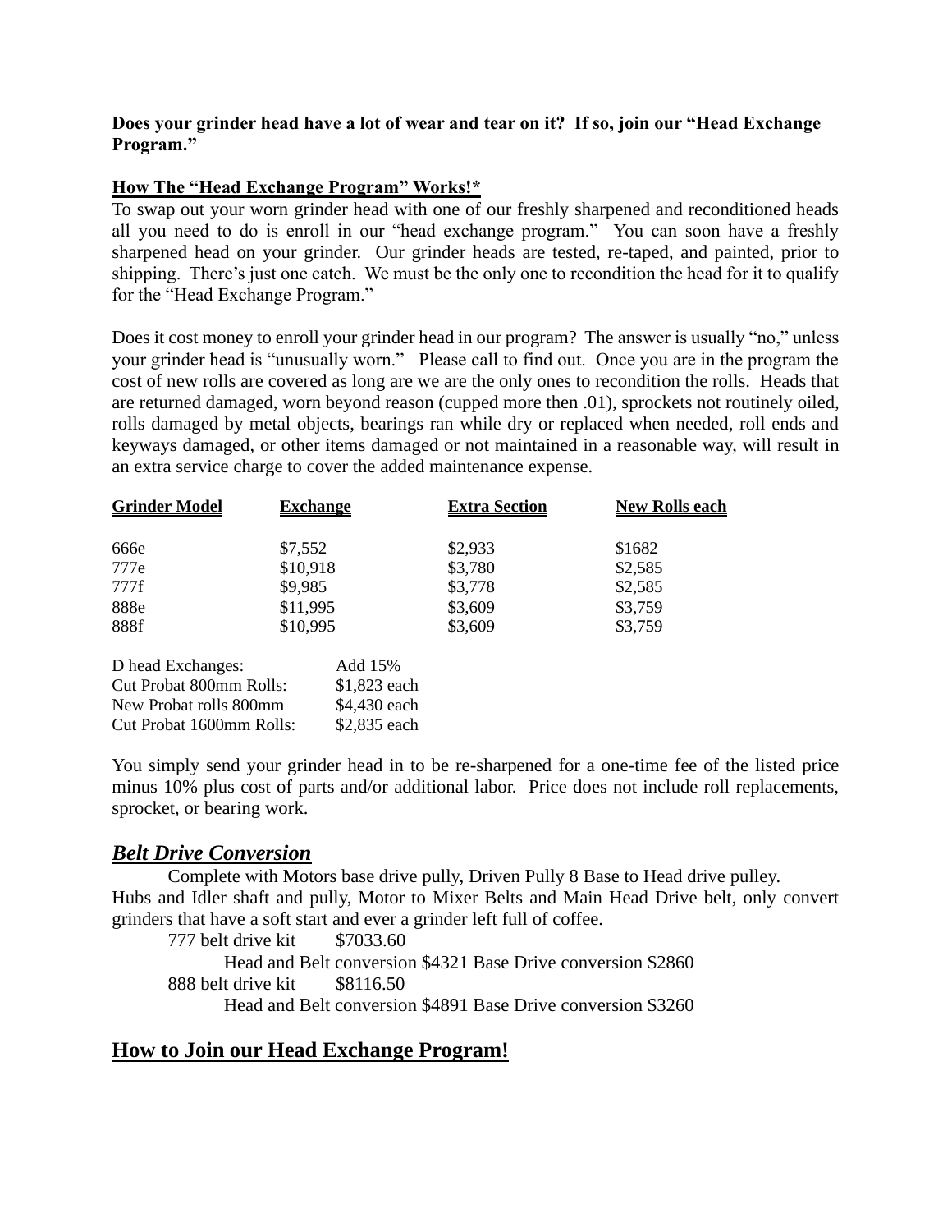**Does your grinder head have a lot of wear and tear on it? If so, join our "Head Exchange Program."**

**How The "Head Exchange Program" Works!***

To swap out your worn grinder head with one of our freshly sharpened and reconditioned heads all you need to do is enroll in our "head exchange program." You can soon have a freshly sharpened head on your grinder. Our grinder heads are tested, re-taped, and painted, prior to shipping. There's just one catch. We must be the only one to recondition the head for it to qualify for the "Head Exchange Program."

Does it cost money to enroll your grinder head in our program? The answer is usually "no," unless your grinder head is "unusually worn." Please call to find out. Once you are in the program the cost of new rolls are covered as long are we are the only ones to recondition the rolls. Heads that are returned damaged, worn beyond reason (cupped more then .01), sprockets not routinely oiled, rolls damaged by metal objects, bearings ran while dry or replaced when needed, roll ends and keyways damaged, or other items damaged or not maintained in a reasonable way, will result in an extra service charge to cover the added maintenance expense.

| Grinder Model | Exchange | Extra Section | New Rolls each |
|---|---|---|---|
| 666e | $7,552 | $2,933 | $1682 |
| 777e | $10,918 | $3,780 | $2,585 |
| 777f | $9,985 | $3,778 | $2,585 |
| 888e | $11,995 | $3,609 | $3,759 |
| 888f | $10,995 | $3,609 | $3,759 |

| | |
|---|---|
| D head Exchanges: | Add 15% |
| Cut Probat 800mm Rolls: | $1,823 each |
| New Probat rolls 800mm | $4,430 each |
| Cut Probat 1600mm Rolls: | $2,835 each |

You simply send your grinder head in to be re-sharpened for a one-time fee of the listed price minus 10% plus cost of parts and/or additional labor. Price does not include roll replacements, sprocket, or bearing work.

## ***Belt Drive Conversion***

Complete with Motors base drive pully, Driven Pully 8 Base to Head drive pulley. Hubs and Idler shaft and pully, Motor to Mixer Belts and Main Head Drive belt, only convert grinders that have a soft start and ever a grinder left full of coffee.

777 belt drive kit $7033.60

Head and Belt conversion $4321 Base Drive conversion $2860

888 belt drive kit $8116.50

Head and Belt conversion $4891 Base Drive conversion $3260

## **How to Join our Head Exchange Program!**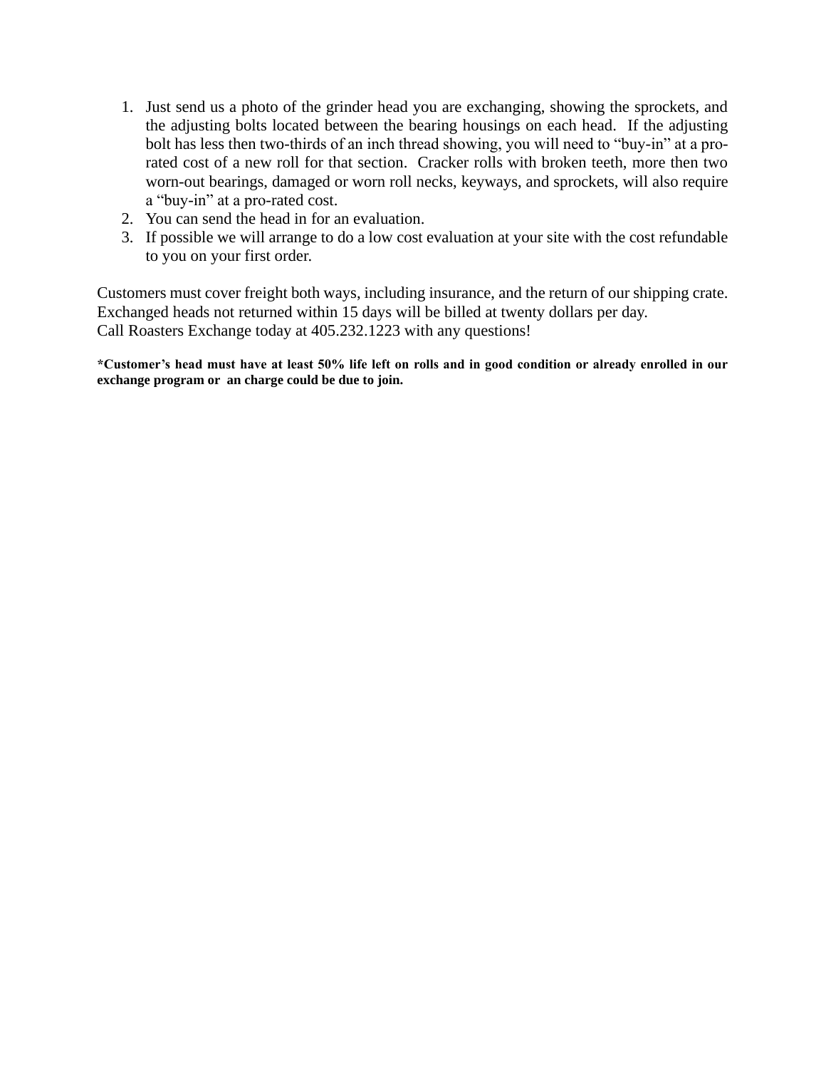1. Just send us a photo of the grinder head you are exchanging, showing the sprockets, and the adjusting bolts located between the bearing housings on each head. If the adjusting bolt has less then two-thirds of an inch thread showing, you will need to "buy-in" at a pro-rated cost of a new roll for that section. Cracker rolls with broken teeth, more then two worn-out bearings, damaged or worn roll necks, keyways, and sprockets, will also require a "buy-in" at a pro-rated cost.
2. You can send the head in for an evaluation.
3. If possible we will arrange to do a low cost evaluation at your site with the cost refundable to you on your first order.

Customers must cover freight both ways, including insurance, and the return of our shipping crate.
Exchanged heads not returned within 15 days will be billed at twenty dollars per day.
Call Roasters Exchange today at 405.232.1223 with any questions!

**\*Customer's head must have at least 50% life left on rolls and in good condition or already enrolled in our exchange program or an charge could be due to join.**